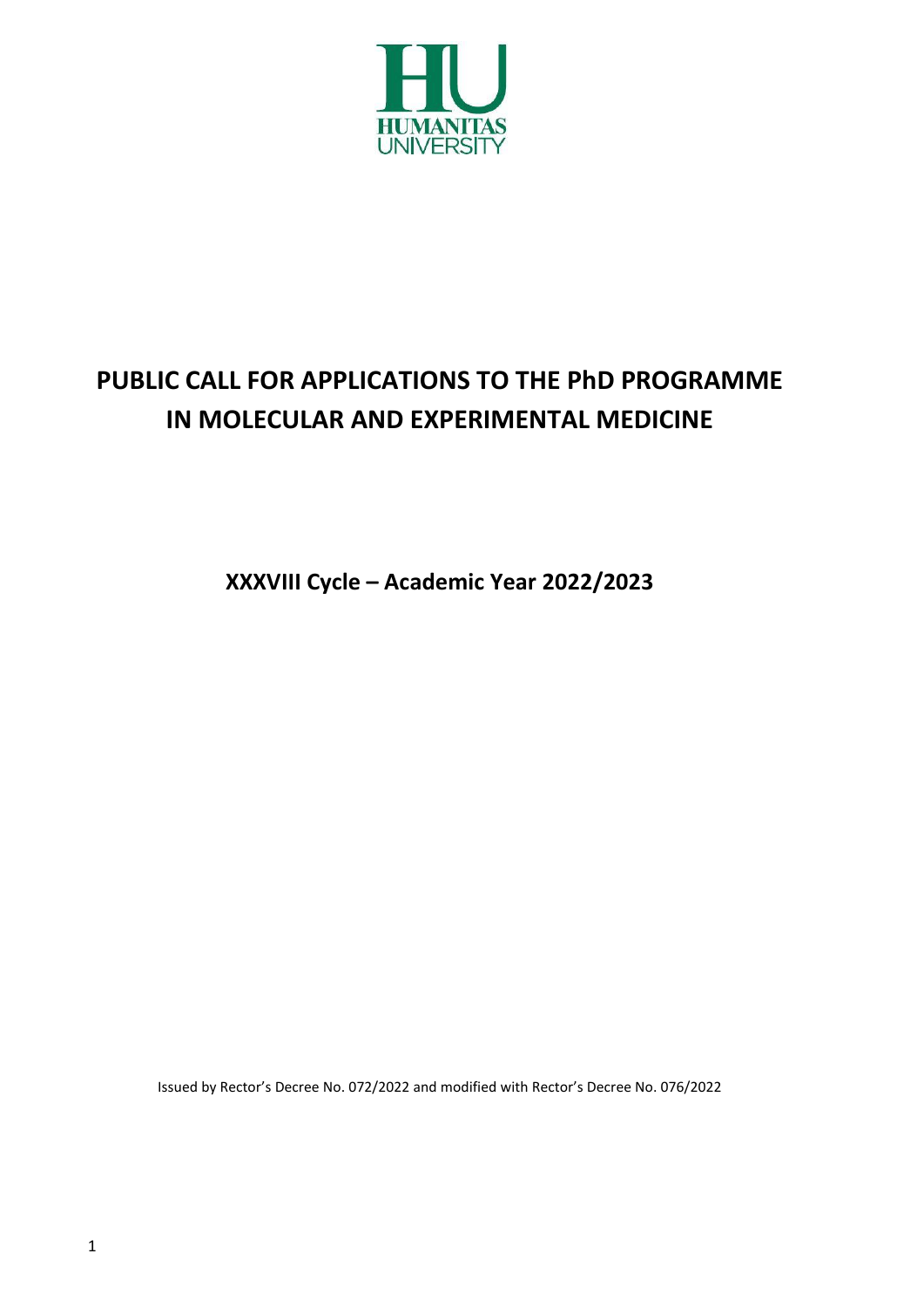HUMANITAS UNIVERSITY

# PUBLIC CALL FOR APPLICATIONS TO THE PhD PROGRAMME IN MOLECULAR AND EXPERIMENTAL MEDICINE

## XXXVIII Cycle – Academic Year 2022/2023

Issued by Rector's Decree No. 072/2022 and modified with Rector's Decree No. 076/2022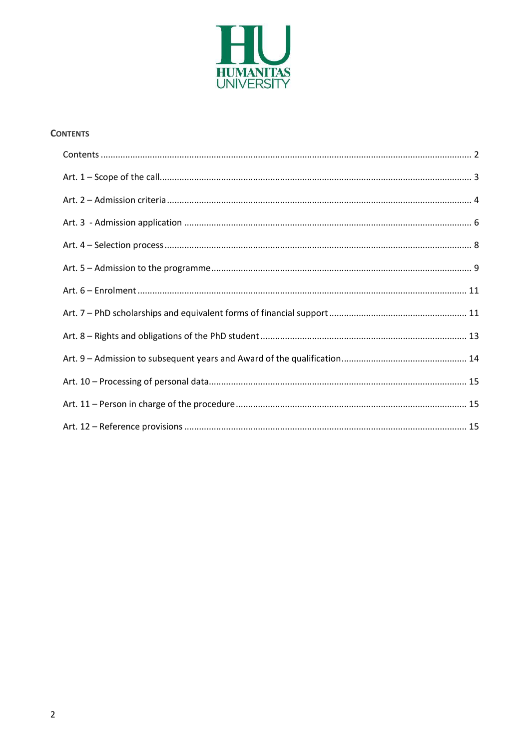## CONTENTS

Contents ........................................................................................................................................ 2

Art. 1 – Scope of the call............................................................................................................. 3

Art. 2 – Admission criteria ........................................................................................................... 4

Art. 3 - Admission application .................................................................................................... 6

Art. 4 – Selection process ............................................................................................................ 8

Art. 5 – Admission to the programme......................................................................................... 9

Art. 6 – Enrolment ...................................................................................................................... 11

Art. 7 – PhD scholarships and equivalent forms of financial support ........................................ 11

Art. 8 – Rights and obligations of the PhD student .................................................................... 13

Art. 9 – Admission to subsequent years and Award of the qualification ................................... 14

Art. 10 – Processing of personal data......................................................................................... 15

Art. 11 – Person in charge of the procedure .............................................................................. 15

Art. 12 – Reference provisions ................................................................................................... 15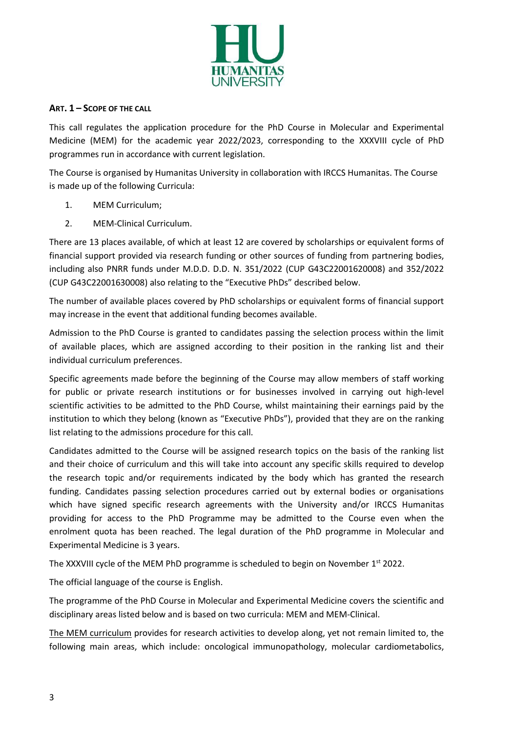## ART. 1 – SCOPE OF THE CALL

This call regulates the application procedure for the PhD Course in Molecular and Experimental Medicine (MEM) for the academic year 2022/2023, corresponding to the XXXVIII cycle of PhD programmes run in accordance with current legislation.

The Course is organised by Humanitas University in collaboration with IRCCS Humanitas. The Course is made up of the following Curricula:

1. MEM Curriculum;
2. MEM-Clinical Curriculum.

There are 13 places available, of which at least 12 are covered by scholarships or equivalent forms of financial support provided via research funding or other sources of funding from partnering bodies, including also PNRR funds under M.D.D. D.D. N. 351/2022 (CUP G43C22001620008) and 352/2022 (CUP G43C22001630008) also relating to the "Executive PhDs" described below.

The number of available places covered by PhD scholarships or equivalent forms of financial support may increase in the event that additional funding becomes available.

Admission to the PhD Course is granted to candidates passing the selection process within the limit of available places, which are assigned according to their position in the ranking list and their individual curriculum preferences.

Specific agreements made before the beginning of the Course may allow members of staff working for public or private research institutions or for businesses involved in carrying out high-level scientific activities to be admitted to the PhD Course, whilst maintaining their earnings paid by the institution to which they belong (known as "Executive PhDs"), provided that they are on the ranking list relating to the admissions procedure for this call.

Candidates admitted to the Course will be assigned research topics on the basis of the ranking list and their choice of curriculum and this will take into account any specific skills required to develop the research topic and/or requirements indicated by the body which has granted the research funding. Candidates passing selection procedures carried out by external bodies or organisations which have signed specific research agreements with the University and/or IRCCS Humanitas providing for access to the PhD Programme may be admitted to the Course even when the enrolment quota has been reached. The legal duration of the PhD programme in Molecular and Experimental Medicine is 3 years.

The XXXVIII cycle of the MEM PhD programme is scheduled to begin on November 1st 2022.

The official language of the course is English.

The programme of the PhD Course in Molecular and Experimental Medicine covers the scientific and disciplinary areas listed below and is based on two curricula: MEM and MEM-Clinical.

The MEM curriculum provides for research activities to develop along, yet not remain limited to, the following main areas, which include: oncological immunopathology, molecular cardiometabolics,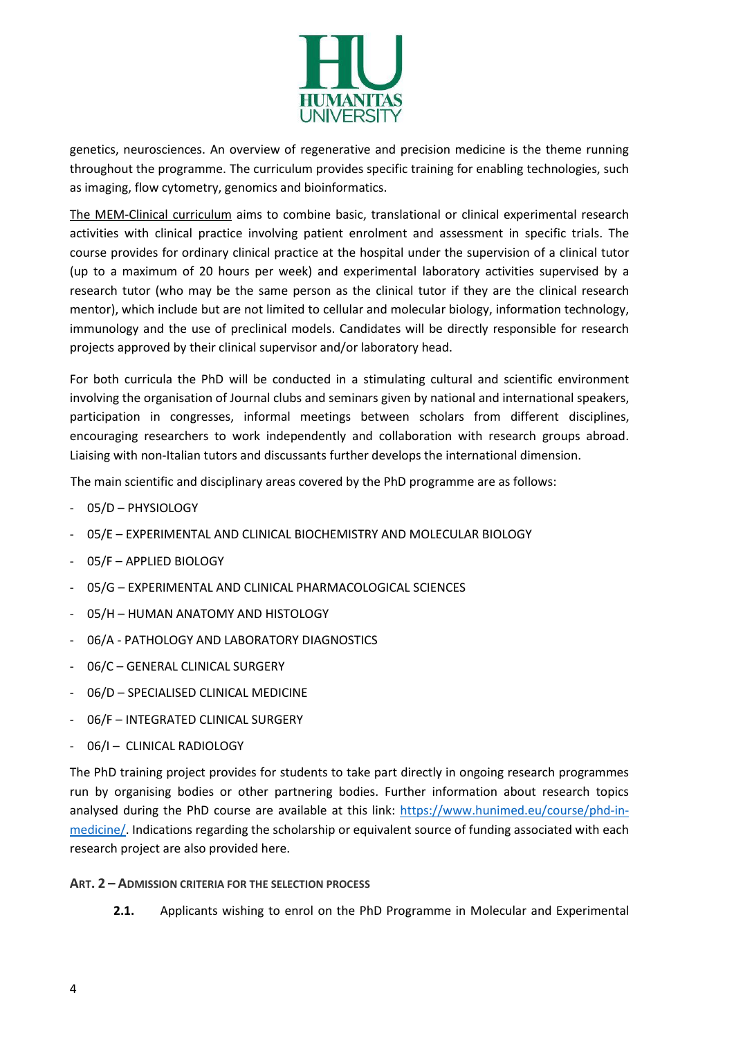genetics, neurosciences. An overview of regenerative and precision medicine is the theme running throughout the programme. The curriculum provides specific training for enabling technologies, such as imaging, flow cytometry, genomics and bioinformatics.

The MEM-Clinical curriculum aims to combine basic, translational or clinical experimental research activities with clinical practice involving patient enrolment and assessment in specific trials. The course provides for ordinary clinical practice at the hospital under the supervision of a clinical tutor (up to a maximum of 20 hours per week) and experimental laboratory activities supervised by a research tutor (who may be the same person as the clinical tutor if they are the clinical research mentor), which include but are not limited to cellular and molecular biology, information technology, immunology and the use of preclinical models. Candidates will be directly responsible for research projects approved by their clinical supervisor and/or laboratory head.

For both curricula the PhD will be conducted in a stimulating cultural and scientific environment involving the organisation of Journal clubs and seminars given by national and international speakers, participation in congresses, informal meetings between scholars from different disciplines, encouraging researchers to work independently and collaboration with research groups abroad. Liaising with non-Italian tutors and discussants further develops the international dimension.

The main scientific and disciplinary areas covered by the PhD programme are as follows:

- 05/D – PHYSIOLOGY
- 05/E – EXPERIMENTAL AND CLINICAL BIOCHEMISTRY AND MOLECULAR BIOLOGY
- 05/F – APPLIED BIOLOGY
- 05/G – EXPERIMENTAL AND CLINICAL PHARMACOLOGICAL SCIENCES
- 05/H – HUMAN ANATOMY AND HISTOLOGY
- 06/A - PATHOLOGY AND LABORATORY DIAGNOSTICS
- 06/C – GENERAL CLINICAL SURGERY
- 06/D – SPECIALISED CLINICAL MEDICINE
- 06/F – INTEGRATED CLINICAL SURGERY
- 06/I – CLINICAL RADIOLOGY

The PhD training project provides for students to take part directly in ongoing research programmes run by organising bodies or other partnering bodies. Further information about research topics analysed during the PhD course are available at this link: https://www.hunimed.eu/course/phd-in-medicine/. Indications regarding the scholarship or equivalent source of funding associated with each research project are also provided here.

**ART. 2 – ADMISSION CRITERIA FOR THE SELECTION PROCESS**

**2.1.** Applicants wishing to enrol on the PhD Programme in Molecular and Experimental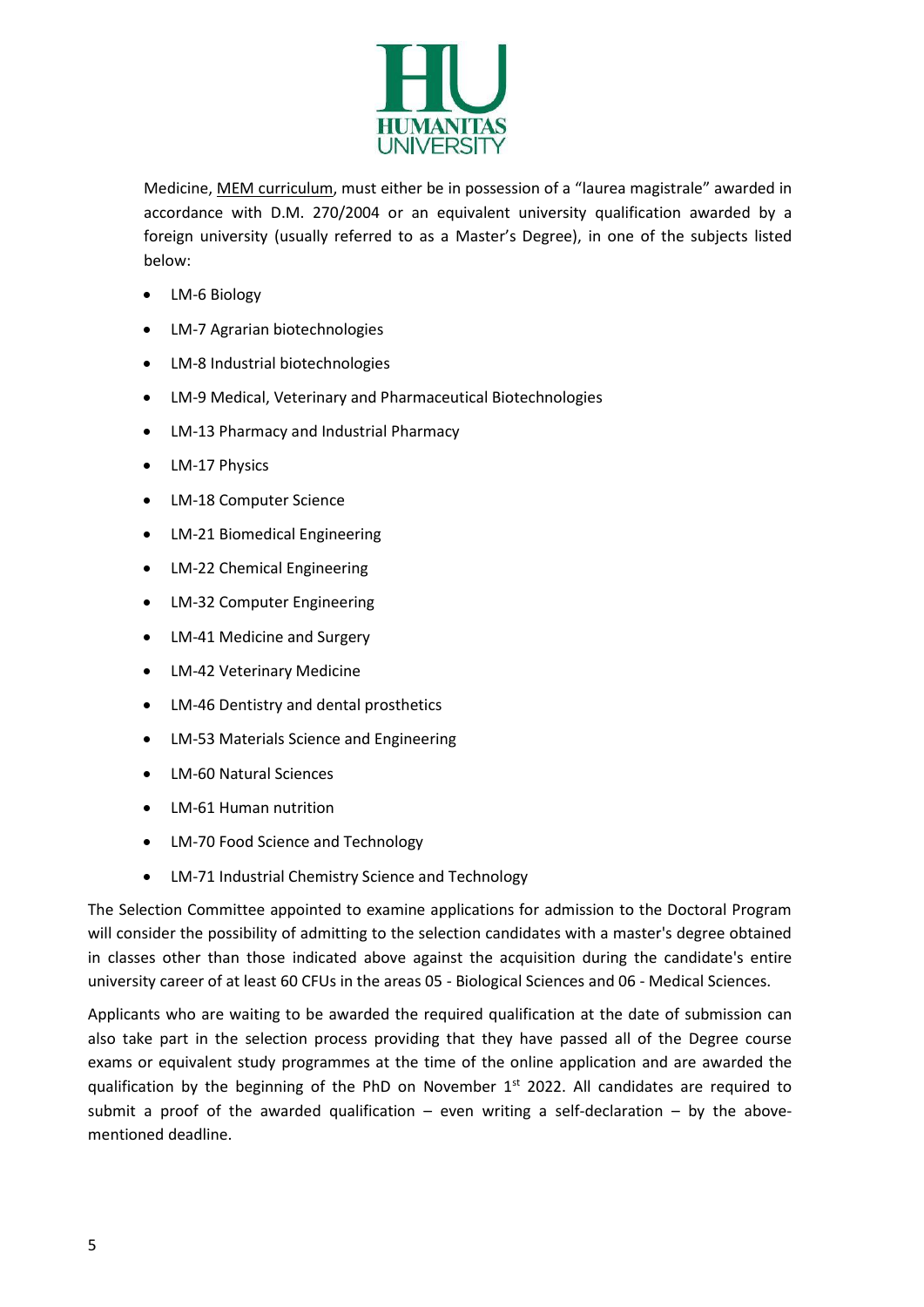Medicine, MEM curriculum, must either be in possession of a "laurea magistrale" awarded in accordance with D.M. 270/2004 or an equivalent university qualification awarded by a foreign university (usually referred to as a Master's Degree), in one of the subjects listed below:

- LM-6 Biology
- LM-7 Agrarian biotechnologies
- LM-8 Industrial biotechnologies
- LM-9 Medical, Veterinary and Pharmaceutical Biotechnologies
- LM-13 Pharmacy and Industrial Pharmacy
- LM-17 Physics
- LM-18 Computer Science
- LM-21 Biomedical Engineering
- LM-22 Chemical Engineering
- LM-32 Computer Engineering
- LM-41 Medicine and Surgery
- LM-42 Veterinary Medicine
- LM-46 Dentistry and dental prosthetics
- LM-53 Materials Science and Engineering
- LM-60 Natural Sciences
- LM-61 Human nutrition
- LM-70 Food Science and Technology
- LM-71 Industrial Chemistry Science and Technology

The Selection Committee appointed to examine applications for admission to the Doctoral Program will consider the possibility of admitting to the selection candidates with a master's degree obtained in classes other than those indicated above against the acquisition during the candidate's entire university career of at least 60 CFUs in the areas 05 - Biological Sciences and 06 - Medical Sciences.

Applicants who are waiting to be awarded the required qualification at the date of submission can also take part in the selection process providing that they have passed all of the Degree course exams or equivalent study programmes at the time of the online application and are awarded the qualification by the beginning of the PhD on November 1st 2022. All candidates are required to submit a proof of the awarded qualification – even writing a self-declaration – by the above-mentioned deadline.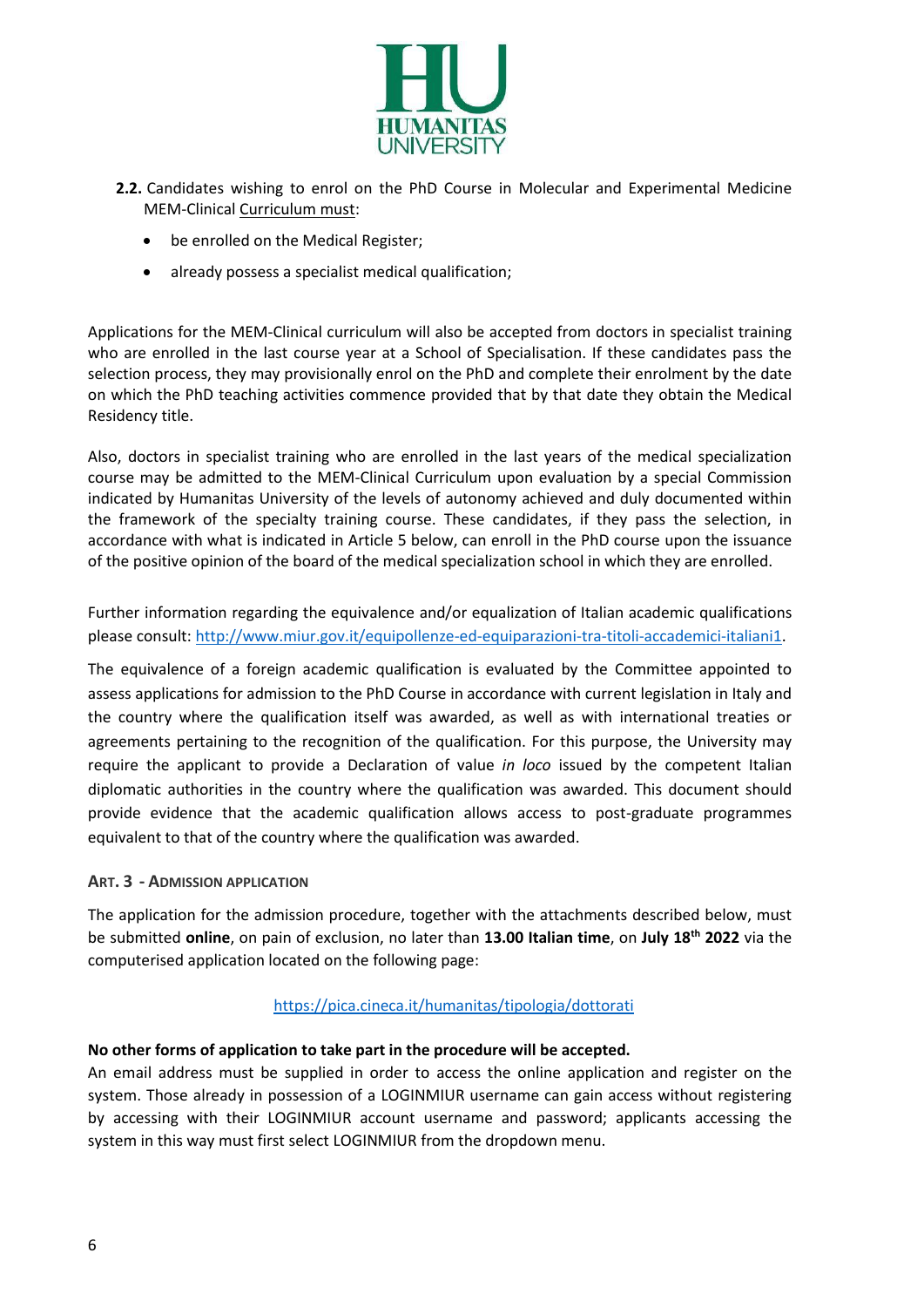**2.2.** Candidates wishing to enrol on the PhD Course in Molecular and Experimental Medicine MEM-Clinical Curriculum must:

- be enrolled on the Medical Register;
- already possess a specialist medical qualification;

Applications for the MEM-Clinical curriculum will also be accepted from doctors in specialist training who are enrolled in the last course year at a School of Specialisation. If these candidates pass the selection process, they may provisionally enrol on the PhD and complete their enrolment by the date on which the PhD teaching activities commence provided that by that date they obtain the Medical Residency title.

Also, doctors in specialist training who are enrolled in the last years of the medical specialization course may be admitted to the MEM-Clinical Curriculum upon evaluation by a special Commission indicated by Humanitas University of the levels of autonomy achieved and duly documented within the framework of the specialty training course. These candidates, if they pass the selection, in accordance with what is indicated in Article 5 below, can enroll in the PhD course upon the issuance of the positive opinion of the board of the medical specialization school in which they are enrolled.

Further information regarding the equivalence and/or equalization of Italian academic qualifications please consult: http://www.miur.gov.it/equipollenze-ed-equiparazioni-tra-titoli-accademici-italiani1.

The equivalence of a foreign academic qualification is evaluated by the Committee appointed to assess applications for admission to the PhD Course in accordance with current legislation in Italy and the country where the qualification was awarded, as well as with international treaties or agreements pertaining to the recognition of the qualification. For this purpose, the University may require the applicant to provide a Declaration of value *in loco* issued by the competent Italian diplomatic authorities in the country where the qualification was awarded. This document should provide evidence that the academic qualification allows access to post-graduate programmes equivalent to that of the country where the qualification was awarded.

## ART. 3 - ADMISSION APPLICATION

The application for the admission procedure, together with the attachments described below, must be submitted **online**, on pain of exclusion, no later than **13.00 Italian time**, on **July 18th 2022** via the computerised application located on the following page:

https://pica.cineca.it/humanitas/tipologia/dottorati

**No other forms of application to take part in the procedure will be accepted.**

An email address must be supplied in order to access the online application and register on the system. Those already in possession of a LOGINMIUR username can gain access without registering by accessing with their LOGINMIUR account username and password; applicants accessing the system in this way must first select LOGINMIUR from the dropdown menu.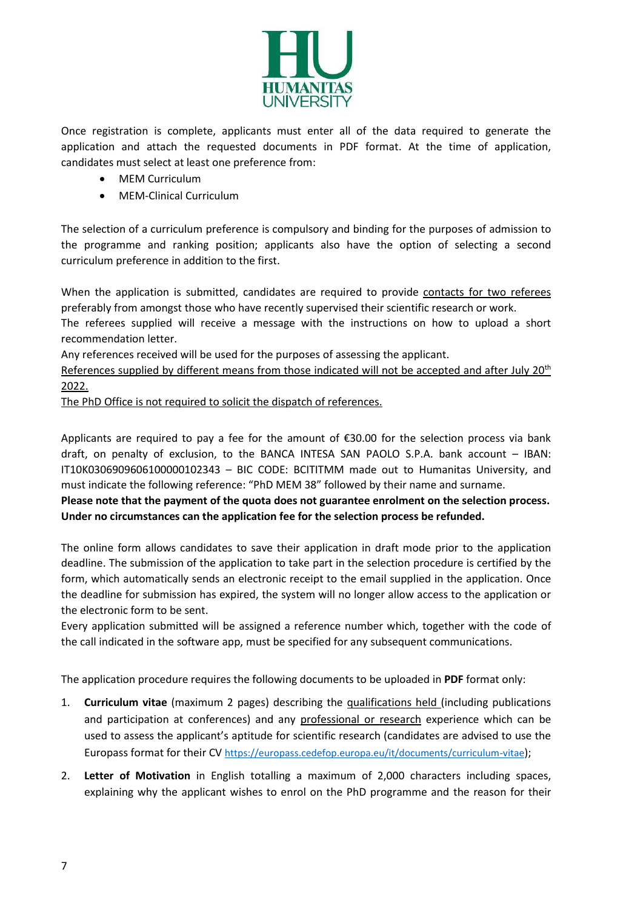Once registration is complete, applicants must enter all of the data required to generate the application and attach the requested documents in PDF format. At the time of application, candidates must select at least one preference from:

- MEM Curriculum
- MEM-Clinical Curriculum

The selection of a curriculum preference is compulsory and binding for the purposes of admission to the programme and ranking position; applicants also have the option of selecting a second curriculum preference in addition to the first.

When the application is submitted, candidates are required to provide contacts for two referees preferably from amongst those who have recently supervised their scientific research or work.
The referees supplied will receive a message with the instructions on how to upload a short recommendation letter.
Any references received will be used for the purposes of assessing the applicant.
References supplied by different means from those indicated will not be accepted and after July 20th 2022.
The PhD Office is not required to solicit the dispatch of references.

Applicants are required to pay a fee for the amount of €30.00 for the selection process via bank draft, on penalty of exclusion, to the BANCA INTESA SAN PAOLO S.P.A. bank account – IBAN: IT10K0306909606100000102343 – BIC CODE: BCITITMM made out to Humanitas University, and must indicate the following reference: "PhD MEM 38" followed by their name and surname.
**Please note that the payment of the quota does not guarantee enrolment on the selection process. Under no circumstances can the application fee for the selection process be refunded.**

The online form allows candidates to save their application in draft mode prior to the application deadline. The submission of the application to take part in the selection procedure is certified by the form, which automatically sends an electronic receipt to the email supplied in the application. Once the deadline for submission has expired, the system will no longer allow access to the application or the electronic form to be sent.
Every application submitted will be assigned a reference number which, together with the code of the call indicated in the software app, must be specified for any subsequent communications.

The application procedure requires the following documents to be uploaded in **PDF** format only:

1. **Curriculum vitae** (maximum 2 pages) describing the qualifications held (including publications and participation at conferences) and any professional or research experience which can be used to assess the applicant's aptitude for scientific research (candidates are advised to use the Europass format for their CV https://europass.cedefop.europa.eu/it/documents/curriculum-vitae);
2. **Letter of Motivation** in English totalling a maximum of 2,000 characters including spaces, explaining why the applicant wishes to enrol on the PhD programme and the reason for their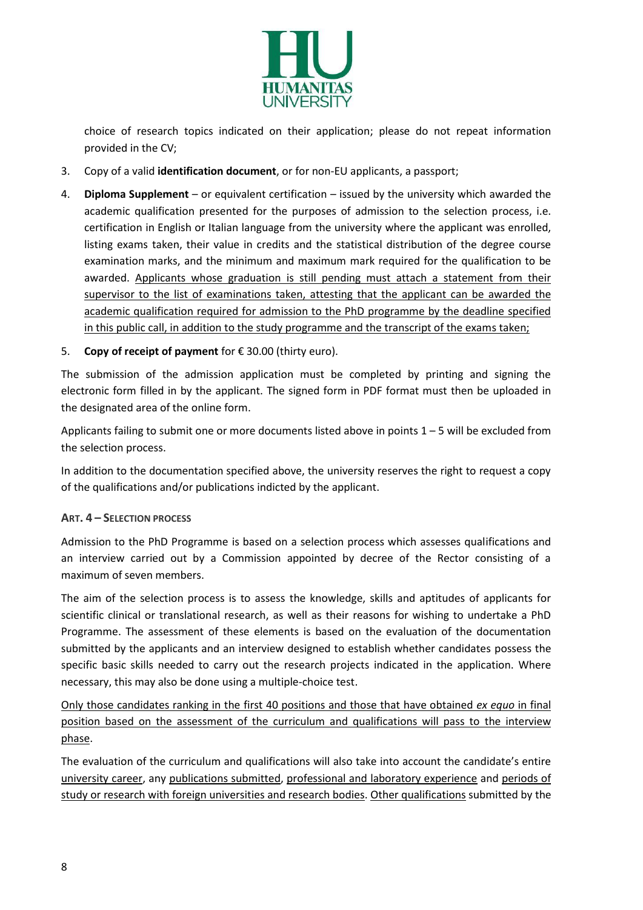choice of research topics indicated on their application; please do not repeat information provided in the CV;

3. Copy of a valid **identification document**, or for non-EU applicants, a passport;
4. **Diploma Supplement** – or equivalent certification – issued by the university which awarded the academic qualification presented for the purposes of admission to the selection process, i.e. certification in English or Italian language from the university where the applicant was enrolled, listing exams taken, their value in credits and the statistical distribution of the degree course examination marks, and the minimum and maximum mark required for the qualification to be awarded. Applicants whose graduation is still pending must attach a statement from their supervisor to the list of examinations taken, attesting that the applicant can be awarded the academic qualification required for admission to the PhD programme by the deadline specified in this public call, in addition to the study programme and the transcript of the exams taken;
5. **Copy of receipt of payment** for € 30.00 (thirty euro).

The submission of the admission application must be completed by printing and signing the electronic form filled in by the applicant. The signed form in PDF format must then be uploaded in the designated area of the online form.

Applicants failing to submit one or more documents listed above in points 1 – 5 will be excluded from the selection process.

In addition to the documentation specified above, the university reserves the right to request a copy of the qualifications and/or publications indicted by the applicant.

### ART. 4 – SELECTION PROCESS

Admission to the PhD Programme is based on a selection process which assesses qualifications and an interview carried out by a Commission appointed by decree of the Rector consisting of a maximum of seven members.

The aim of the selection process is to assess the knowledge, skills and aptitudes of applicants for scientific clinical or translational research, as well as their reasons for wishing to undertake a PhD Programme. The assessment of these elements is based on the evaluation of the documentation submitted by the applicants and an interview designed to establish whether candidates possess the specific basic skills needed to carry out the research projects indicated in the application. Where necessary, this may also be done using a multiple-choice test.

Only those candidates ranking in the first 40 positions and those that have obtained *ex equo* in final position based on the assessment of the curriculum and qualifications will pass to the interview phase.

The evaluation of the curriculum and qualifications will also take into account the candidate's entire university career, any publications submitted, professional and laboratory experience and periods of study or research with foreign universities and research bodies. Other qualifications submitted by the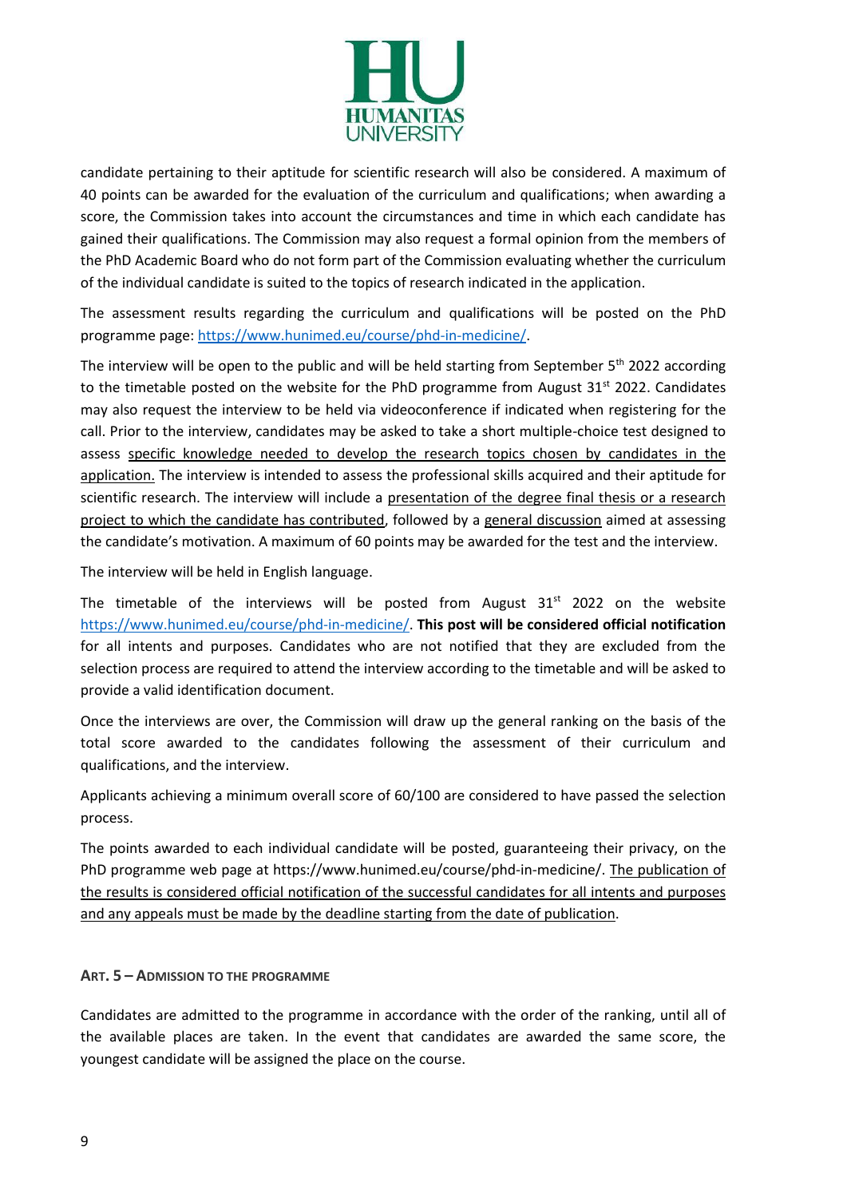candidate pertaining to their aptitude for scientific research will also be considered. A maximum of 40 points can be awarded for the evaluation of the curriculum and qualifications; when awarding a score, the Commission takes into account the circumstances and time in which each candidate has gained their qualifications. The Commission may also request a formal opinion from the members of the PhD Academic Board who do not form part of the Commission evaluating whether the curriculum of the individual candidate is suited to the topics of research indicated in the application.

The assessment results regarding the curriculum and qualifications will be posted on the PhD programme page: https://www.hunimed.eu/course/phd-in-medicine/.

The interview will be open to the public and will be held starting from September 5th 2022 according to the timetable posted on the website for the PhD programme from August 31st 2022. Candidates may also request the interview to be held via videoconference if indicated when registering for the call. Prior to the interview, candidates may be asked to take a short multiple-choice test designed to assess specific knowledge needed to develop the research topics chosen by candidates in the application. The interview is intended to assess the professional skills acquired and their aptitude for scientific research. The interview will include a presentation of the degree final thesis or a research project to which the candidate has contributed, followed by a general discussion aimed at assessing the candidate's motivation. A maximum of 60 points may be awarded for the test and the interview.

The interview will be held in English language.

The timetable of the interviews will be posted from August 31st 2022 on the website https://www.hunimed.eu/course/phd-in-medicine/. **This post will be considered official notification** for all intents and purposes. Candidates who are not notified that they are excluded from the selection process are required to attend the interview according to the timetable and will be asked to provide a valid identification document.

Once the interviews are over, the Commission will draw up the general ranking on the basis of the total score awarded to the candidates following the assessment of their curriculum and qualifications, and the interview.

Applicants achieving a minimum overall score of 60/100 are considered to have passed the selection process.

The points awarded to each individual candidate will be posted, guaranteeing their privacy, on the PhD programme web page at https://www.hunimed.eu/course/phd-in-medicine/. The publication of the results is considered official notification of the successful candidates for all intents and purposes and any appeals must be made by the deadline starting from the date of publication.

## ART. 5 – ADMISSION TO THE PROGRAMME

Candidates are admitted to the programme in accordance with the order of the ranking, until all of the available places are taken. In the event that candidates are awarded the same score, the youngest candidate will be assigned the place on the course.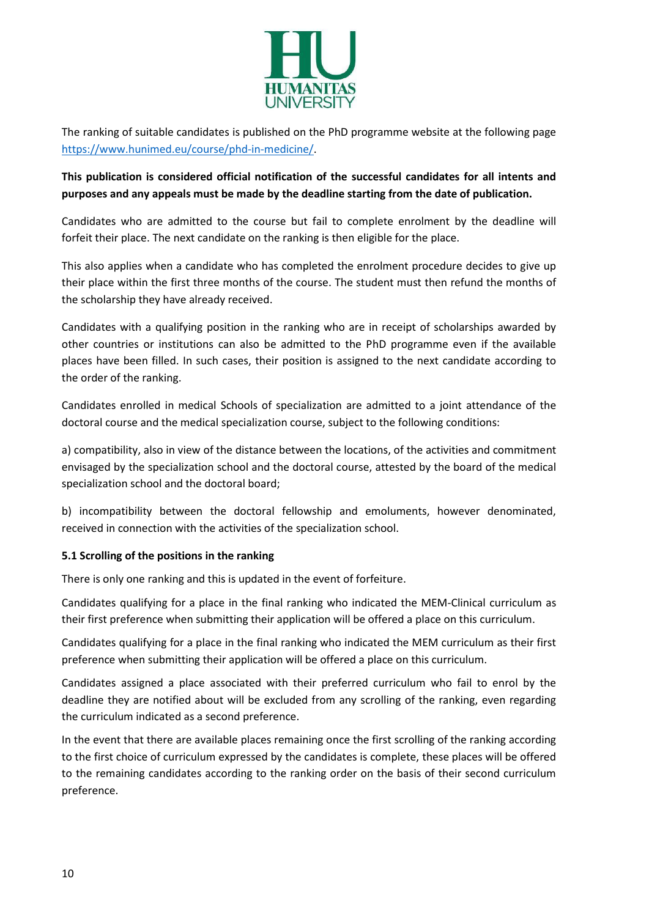The ranking of suitable candidates is published on the PhD programme website at the following page [https://www.hunimed.eu/course/phd-in-medicine/](https://www.hunimed.eu/course/phd-in-medicine/).

**This publication is considered official notification of the successful candidates for all intents and purposes and any appeals must be made by the deadline starting from the date of publication.**

Candidates who are admitted to the course but fail to complete enrolment by the deadline will forfeit their place. The next candidate on the ranking is then eligible for the place.

This also applies when a candidate who has completed the enrolment procedure decides to give up their place within the first three months of the course. The student must then refund the months of the scholarship they have already received.

Candidates with a qualifying position in the ranking who are in receipt of scholarships awarded by other countries or institutions can also be admitted to the PhD programme even if the available places have been filled. In such cases, their position is assigned to the next candidate according to the order of the ranking.

Candidates enrolled in medical Schools of specialization are admitted to a joint attendance of the doctoral course and the medical specialization course, subject to the following conditions:

a) compatibility, also in view of the distance between the locations, of the activities and commitment envisaged by the specialization school and the doctoral course, attested by the board of the medical specialization school and the doctoral board;

b) incompatibility between the doctoral fellowship and emoluments, however denominated, received in connection with the activities of the specialization school.

#### 5.1 Scrolling of the positions in the ranking

There is only one ranking and this is updated in the event of forfeiture.

Candidates qualifying for a place in the final ranking who indicated the MEM-Clinical curriculum as their first preference when submitting their application will be offered a place on this curriculum.

Candidates qualifying for a place in the final ranking who indicated the MEM curriculum as their first preference when submitting their application will be offered a place on this curriculum.

Candidates assigned a place associated with their preferred curriculum who fail to enrol by the deadline they are notified about will be excluded from any scrolling of the ranking, even regarding the curriculum indicated as a second preference.

In the event that there are available places remaining once the first scrolling of the ranking according to the first choice of curriculum expressed by the candidates is complete, these places will be offered to the remaining candidates according to the ranking order on the basis of their second curriculum preference.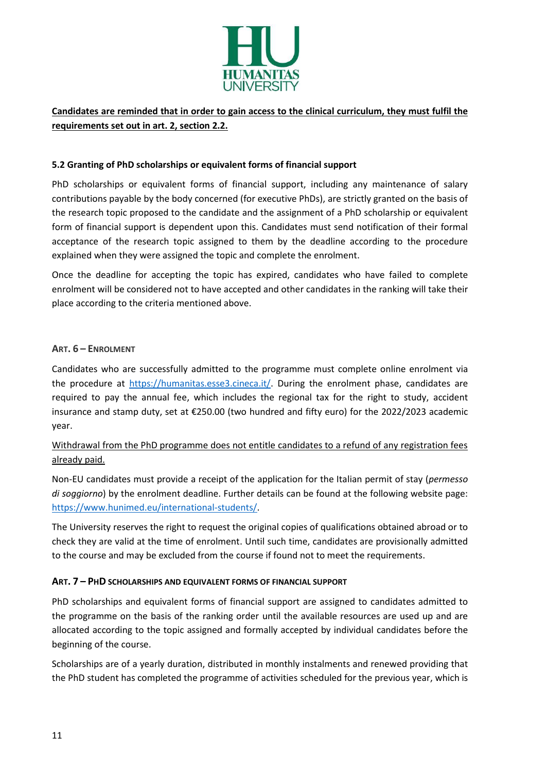**Candidates are reminded that in order to gain access to the clinical curriculum, they must fulfil the requirements set out in art. 2, section 2.2.**

### 5.2 Granting of PhD scholarships or equivalent forms of financial support

PhD scholarships or equivalent forms of financial support, including any maintenance of salary contributions payable by the body concerned (for executive PhDs), are strictly granted on the basis of the research topic proposed to the candidate and the assignment of a PhD scholarship or equivalent form of financial support is dependent upon this. Candidates must send notification of their formal acceptance of the research topic assigned to them by the deadline according to the procedure explained when they were assigned the topic and complete the enrolment.

Once the deadline for accepting the topic has expired, candidates who have failed to complete enrolment will be considered not to have accepted and other candidates in the ranking will take their place according to the criteria mentioned above.

## ART. 6 – ENROLMENT

Candidates who are successfully admitted to the programme must complete online enrolment via the procedure at https://humanitas.esse3.cineca.it/. During the enrolment phase, candidates are required to pay the annual fee, which includes the regional tax for the right to study, accident insurance and stamp duty, set at €250.00 (two hundred and fifty euro) for the 2022/2023 academic year.

Withdrawal from the PhD programme does not entitle candidates to a refund of any registration fees already paid.

Non-EU candidates must provide a receipt of the application for the Italian permit of stay (*permesso di soggiorno*) by the enrolment deadline. Further details can be found at the following website page: https://www.hunimed.eu/international-students/.

The University reserves the right to request the original copies of qualifications obtained abroad or to check they are valid at the time of enrolment. Until such time, candidates are provisionally admitted to the course and may be excluded from the course if found not to meet the requirements.

## ART. 7 – PHD SCHOLARSHIPS AND EQUIVALENT FORMS OF FINANCIAL SUPPORT

PhD scholarships and equivalent forms of financial support are assigned to candidates admitted to the programme on the basis of the ranking order until the available resources are used up and are allocated according to the topic assigned and formally accepted by individual candidates before the beginning of the course.

Scholarships are of a yearly duration, distributed in monthly instalments and renewed providing that the PhD student has completed the programme of activities scheduled for the previous year, which is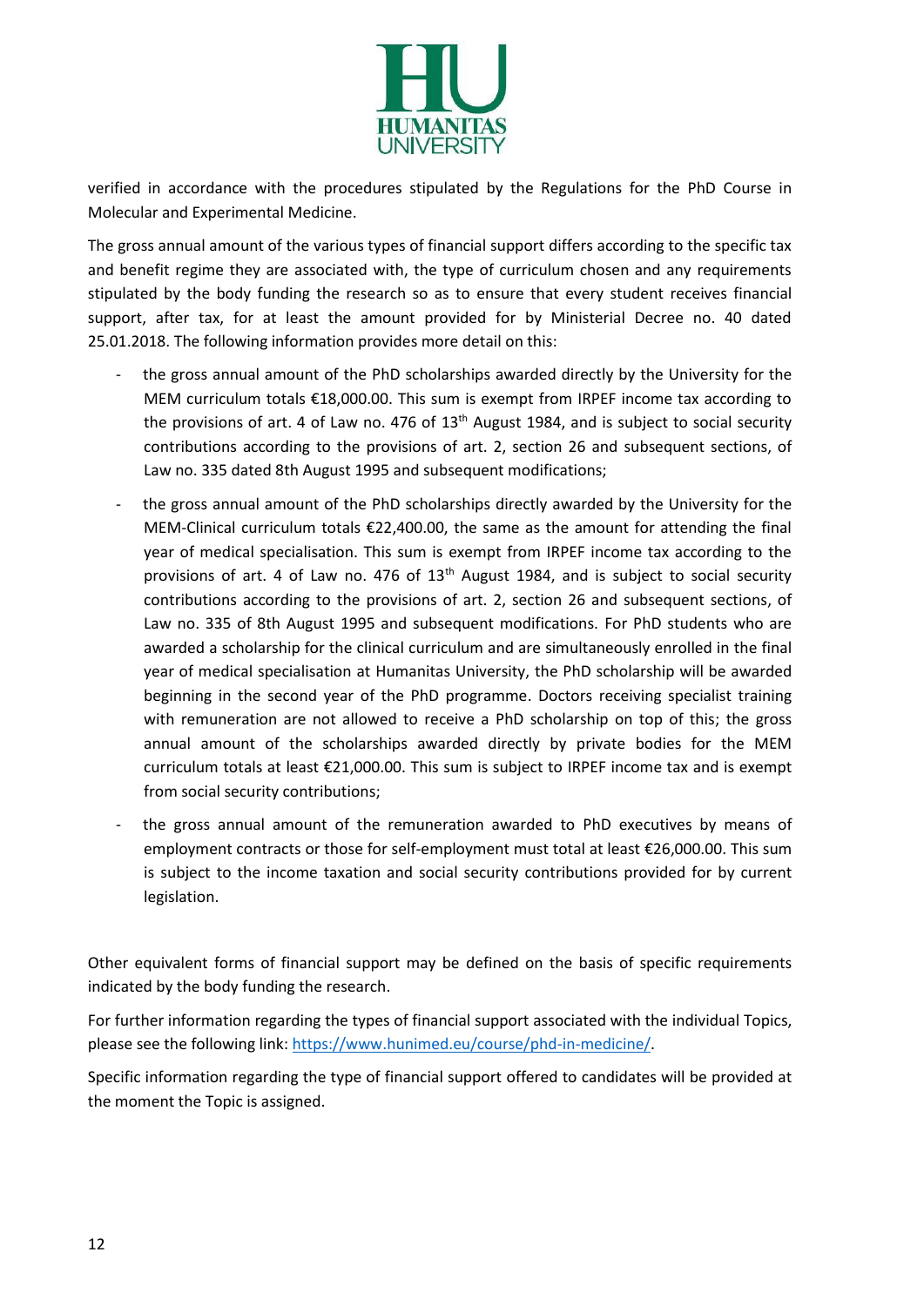verified in accordance with the procedures stipulated by the Regulations for the PhD Course in Molecular and Experimental Medicine.

The gross annual amount of the various types of financial support differs according to the specific tax and benefit regime they are associated with, the type of curriculum chosen and any requirements stipulated by the body funding the research so as to ensure that every student receives financial support, after tax, for at least the amount provided for by Ministerial Decree no. 40 dated 25.01.2018. The following information provides more detail on this:

- the gross annual amount of the PhD scholarships awarded directly by the University for the MEM curriculum totals €18,000.00. This sum is exempt from IRPEF income tax according to the provisions of art. 4 of Law no. 476 of 13th August 1984, and is subject to social security contributions according to the provisions of art. 2, section 26 and subsequent sections, of Law no. 335 dated 8th August 1995 and subsequent modifications;
- the gross annual amount of the PhD scholarships directly awarded by the University for the MEM-Clinical curriculum totals €22,400.00, the same as the amount for attending the final year of medical specialisation. This sum is exempt from IRPEF income tax according to the provisions of art. 4 of Law no. 476 of 13th August 1984, and is subject to social security contributions according to the provisions of art. 2, section 26 and subsequent sections, of Law no. 335 of 8th August 1995 and subsequent modifications. For PhD students who are awarded a scholarship for the clinical curriculum and are simultaneously enrolled in the final year of medical specialisation at Humanitas University, the PhD scholarship will be awarded beginning in the second year of the PhD programme. Doctors receiving specialist training with remuneration are not allowed to receive a PhD scholarship on top of this; the gross annual amount of the scholarships awarded directly by private bodies for the MEM curriculum totals at least €21,000.00. This sum is subject to IRPEF income tax and is exempt from social security contributions;
- the gross annual amount of the remuneration awarded to PhD executives by means of employment contracts or those for self-employment must total at least €26,000.00. This sum is subject to the income taxation and social security contributions provided for by current legislation.

Other equivalent forms of financial support may be defined on the basis of specific requirements indicated by the body funding the research.

For further information regarding the types of financial support associated with the individual Topics, please see the following link: https://www.hunimed.eu/course/phd-in-medicine/.

Specific information regarding the type of financial support offered to candidates will be provided at the moment the Topic is assigned.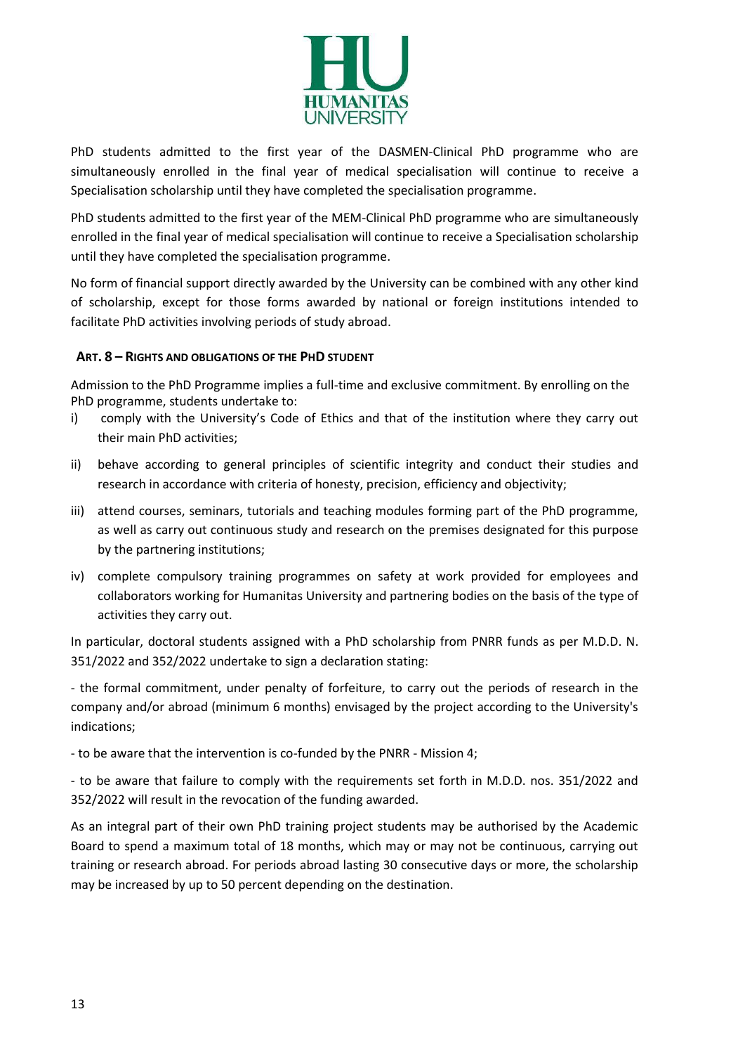PhD students admitted to the first year of the DASMEN-Clinical PhD programme who are simultaneously enrolled in the final year of medical specialisation will continue to receive a Specialisation scholarship until they have completed the specialisation programme.

PhD students admitted to the first year of the MEM-Clinical PhD programme who are simultaneously enrolled in the final year of medical specialisation will continue to receive a Specialisation scholarship until they have completed the specialisation programme.

No form of financial support directly awarded by the University can be combined with any other kind of scholarship, except for those forms awarded by national or foreign institutions intended to facilitate PhD activities involving periods of study abroad.

## ART. 8 – RIGHTS AND OBLIGATIONS OF THE PHD STUDENT

Admission to the PhD Programme implies a full-time and exclusive commitment. By enrolling on the PhD programme, students undertake to:

i) comply with the University's Code of Ethics and that of the institution where they carry out their main PhD activities;

ii) behave according to general principles of scientific integrity and conduct their studies and research in accordance with criteria of honesty, precision, efficiency and objectivity;

iii) attend courses, seminars, tutorials and teaching modules forming part of the PhD programme, as well as carry out continuous study and research on the premises designated for this purpose by the partnering institutions;

iv) complete compulsory training programmes on safety at work provided for employees and collaborators working for Humanitas University and partnering bodies on the basis of the type of activities they carry out.

In particular, doctoral students assigned with a PhD scholarship from PNRR funds as per M.D.D. N. 351/2022 and 352/2022 undertake to sign a declaration stating:

- the formal commitment, under penalty of forfeiture, to carry out the periods of research in the company and/or abroad (minimum 6 months) envisaged by the project according to the University's indications;

- to be aware that the intervention is co-funded by the PNRR - Mission 4;

- to be aware that failure to comply with the requirements set forth in M.D.D. nos. 351/2022 and 352/2022 will result in the revocation of the funding awarded.

As an integral part of their own PhD training project students may be authorised by the Academic Board to spend a maximum total of 18 months, which may or may not be continuous, carrying out training or research abroad. For periods abroad lasting 30 consecutive days or more, the scholarship may be increased by up to 50 percent depending on the destination.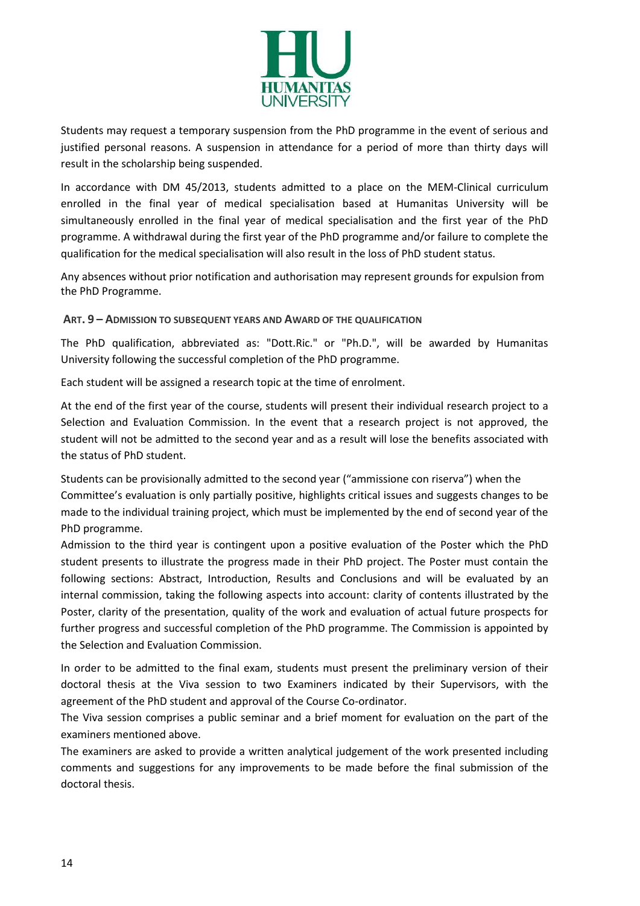Students may request a temporary suspension from the PhD programme in the event of serious and justified personal reasons. A suspension in attendance for a period of more than thirty days will result in the scholarship being suspended.

In accordance with DM 45/2013, students admitted to a place on the MEM-Clinical curriculum enrolled in the final year of medical specialisation based at Humanitas University will be simultaneously enrolled in the final year of medical specialisation and the first year of the PhD programme. A withdrawal during the first year of the PhD programme and/or failure to complete the qualification for the medical specialisation will also result in the loss of PhD student status.

Any absences without prior notification and authorisation may represent grounds for expulsion from the PhD Programme.

### ART. 9 – ADMISSION TO SUBSEQUENT YEARS AND AWARD OF THE QUALIFICATION

The PhD qualification, abbreviated as: "Dott.Ric." or "Ph.D.", will be awarded by Humanitas University following the successful completion of the PhD programme.

Each student will be assigned a research topic at the time of enrolment.

At the end of the first year of the course, students will present their individual research project to a Selection and Evaluation Commission. In the event that a research project is not approved, the student will not be admitted to the second year and as a result will lose the benefits associated with the status of PhD student.

Students can be provisionally admitted to the second year ("ammissione con riserva") when the Committee's evaluation is only partially positive, highlights critical issues and suggests changes to be made to the individual training project, which must be implemented by the end of second year of the PhD programme.

Admission to the third year is contingent upon a positive evaluation of the Poster which the PhD student presents to illustrate the progress made in their PhD project. The Poster must contain the following sections: Abstract, Introduction, Results and Conclusions and will be evaluated by an internal commission, taking the following aspects into account: clarity of contents illustrated by the Poster, clarity of the presentation, quality of the work and evaluation of actual future prospects for further progress and successful completion of the PhD programme. The Commission is appointed by the Selection and Evaluation Commission.

In order to be admitted to the final exam, students must present the preliminary version of their doctoral thesis at the Viva session to two Examiners indicated by their Supervisors, with the agreement of the PhD student and approval of the Course Co-ordinator.

The Viva session comprises a public seminar and a brief moment for evaluation on the part of the examiners mentioned above.

The examiners are asked to provide a written analytical judgement of the work presented including comments and suggestions for any improvements to be made before the final submission of the doctoral thesis.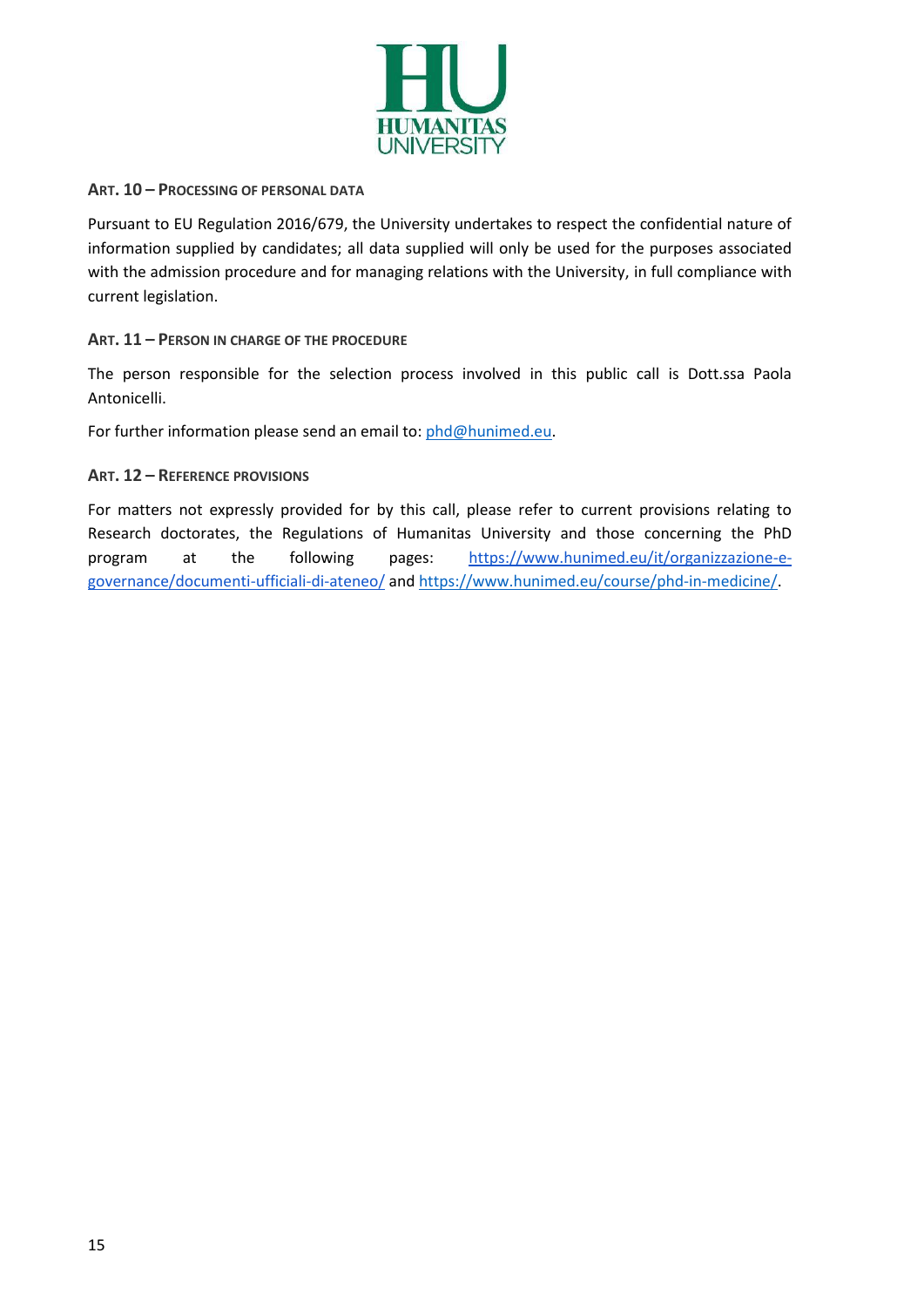## ART. 10 – PROCESSING OF PERSONAL DATA

Pursuant to EU Regulation 2016/679, the University undertakes to respect the confidential nature of information supplied by candidates; all data supplied will only be used for the purposes associated with the admission procedure and for managing relations with the University, in full compliance with current legislation.

## ART. 11 – PERSON IN CHARGE OF THE PROCEDURE

The person responsible for the selection process involved in this public call is Dott.ssa Paola Antonicelli.

For further information please send an email to: phd@hunimed.eu.

## ART. 12 – REFERENCE PROVISIONS

For matters not expressly provided for by this call, please refer to current provisions relating to Research doctorates, the Regulations of Humanitas University and those concerning the PhD program at the following pages: https://www.hunimed.eu/it/organizzazione-e-governance/documenti-ufficiali-di-ateneo/ and https://www.hunimed.eu/course/phd-in-medicine/.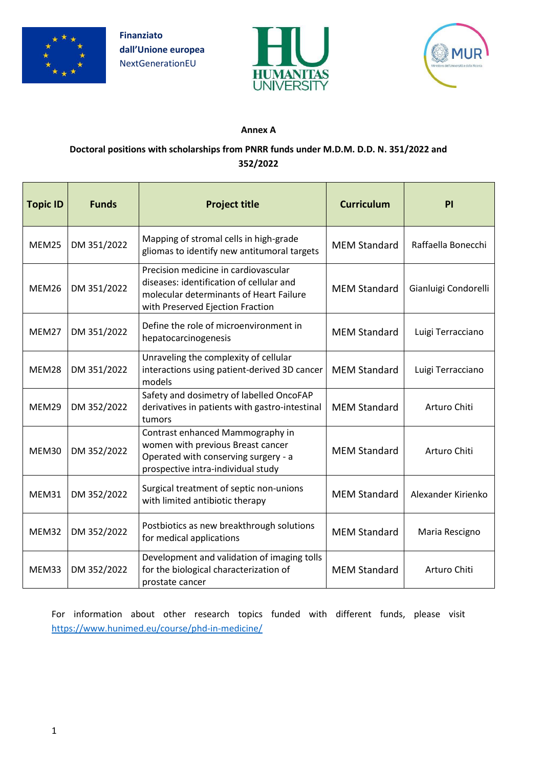Finanziato dall'Unione europea
NextGenerationEU

**Annex A**

**Doctoral positions with scholarships from PNRR funds under M.D.M. D.D. N. 351/2022 and 352/2022**

| Topic ID | Funds | Project title | Curriculum | PI |
|---|---|---|---|---|
| MEM25 | DM 351/2022 | Mapping of stromal cells in high-grade gliomas to identify new antitumoral targets | MEM Standard | Raffaella Bonecchi |
| MEM26 | DM 351/2022 | Precision medicine in cardiovascular diseases: identification of cellular and molecular determinants of Heart Failure with Preserved Ejection Fraction | MEM Standard | Gianluigi Condorelli |
| MEM27 | DM 351/2022 | Define the role of microenvironment in hepatocarcinogenesis | MEM Standard | Luigi Terracciano |
| MEM28 | DM 351/2022 | Unraveling the complexity of cellular interactions using patient-derived 3D cancer models | MEM Standard | Luigi Terracciano |
| MEM29 | DM 352/2022 | Safety and dosimetry of labelled OncoFAP derivatives in patients with gastro-intestinal tumors | MEM Standard | Arturo Chiti |
| MEM30 | DM 352/2022 | Contrast enhanced Mammography in women with previous Breast cancer Operated with conserving surgery - a prospective intra-individual study | MEM Standard | Arturo Chiti |
| MEM31 | DM 352/2022 | Surgical treatment of septic non-unions with limited antibiotic therapy | MEM Standard | Alexander Kirienko |
| MEM32 | DM 352/2022 | Postbiotics as new breakthrough solutions for medical applications | MEM Standard | Maria Rescigno |
| MEM33 | DM 352/2022 | Development and validation of imaging tolls for the biological characterization of prostate cancer | MEM Standard | Arturo Chiti |

For information about other research topics funded with different funds, please visit https://www.hunimed.eu/course/phd-in-medicine/